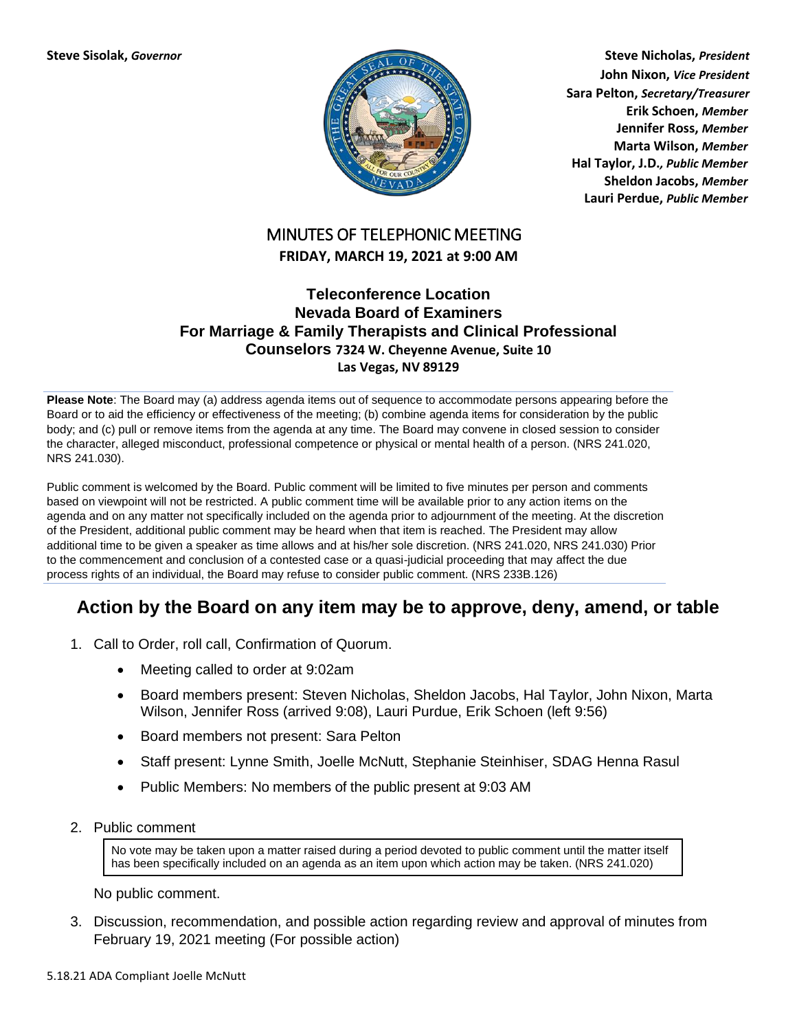**Steve Sisolak,** ***Governor***

**Steve Nicholas,** ***President***
**John Nixon,** ***Vice President***
**Sara Pelton,** ***Secretary/Treasurer***
**Erik Schoen,** ***Member***
**Jennifer Ross,** ***Member***
**Marta Wilson,** ***Member***
**Hal Taylor, J.D.,** ***Public Member***
**Sheldon Jacobs,** ***Member***
**Lauri Perdue,** ***Public Member***

# MINUTES OF TELEPHONIC MEETING

**FRIDAY, MARCH 19, 2021 at 9:00 AM**

**Teleconference Location**
**Nevada Board of Examiners**
**For Marriage & Family Therapists and Clinical Professional Counselors 7324 W. Cheyenne Avenue, Suite 10**
**Las Vegas, NV 89129**

**Please Note**: The Board may (a) address agenda items out of sequence to accommodate persons appearing before the Board or to aid the efficiency or effectiveness of the meeting; (b) combine agenda items for consideration by the public body; and (c) pull or remove items from the agenda at any time. The Board may convene in closed session to consider the character, alleged misconduct, professional competence or physical or mental health of a person. (NRS 241.020, NRS 241.030).

Public comment is welcomed by the Board. Public comment will be limited to five minutes per person and comments based on viewpoint will not be restricted. A public comment time will be available prior to any action items on the agenda and on any matter not specifically included on the agenda prior to adjournment of the meeting. At the discretion of the President, additional public comment may be heard when that item is reached. The President may allow additional time to be given a speaker as time allows and at his/her sole discretion. (NRS 241.020, NRS 241.030) Prior to the commencement and conclusion of a contested case or a quasi-judicial proceeding that may affect the due process rights of an individual, the Board may refuse to consider public comment. (NRS 233B.126)

## Action by the Board on any item may be to approve, deny, amend, or table

1. Call to Order, roll call, Confirmation of Quorum.
   - Meeting called to order at 9:02am
   - Board members present: Steven Nicholas, Sheldon Jacobs, Hal Taylor, John Nixon, Marta Wilson, Jennifer Ross (arrived 9:08), Lauri Purdue, Erik Schoen (left 9:56)
   - Board members not present: Sara Pelton
   - Staff present: Lynne Smith, Joelle McNutt, Stephanie Steinhiser, SDAG Henna Rasul
   - Public Members: No members of the public present at 9:03 AM

2. Public comment

   No vote may be taken upon a matter raised during a period devoted to public comment until the matter itself has been specifically included on an agenda as an item upon which action may be taken. (NRS 241.020)

   No public comment.

3. Discussion, recommendation, and possible action regarding review and approval of minutes from February 19, 2021 meeting (For possible action)

5.18.21 ADA Compliant Joelle McNutt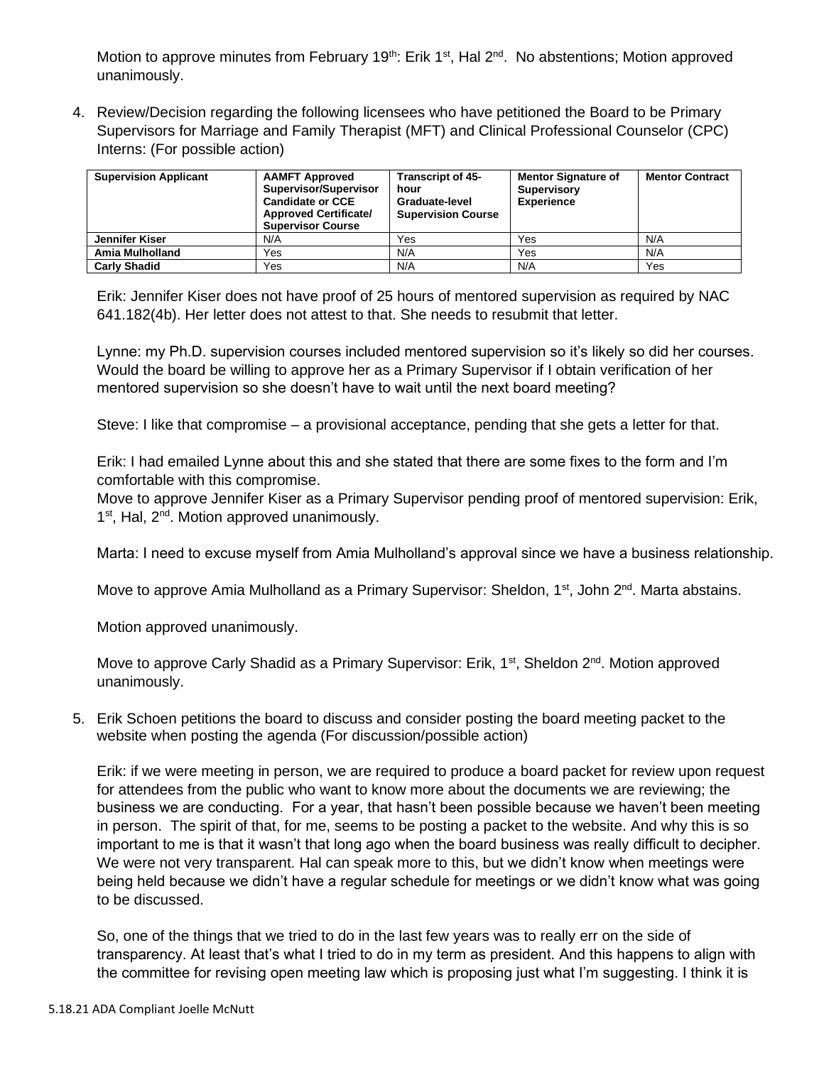Motion to approve minutes from February 19th: Erik 1st, Hal 2nd. No abstentions; Motion approved unanimously.

4. Review/Decision regarding the following licensees who have petitioned the Board to be Primary Supervisors for Marriage and Family Therapist (MFT) and Clinical Professional Counselor (CPC) Interns: (For possible action)

| Supervision Applicant | AAMFT Approved Supervisor/Supervisor Candidate or CCE Approved Certificate/ Supervisor Course | Transcript of 45-hour Graduate-level Supervision Course | Mentor Signature of Supervisory Experience | Mentor Contract |
|---|---|---|---|---|
| Jennifer Kiser | N/A | Yes | Yes | N/A |
| Amia Mulholland | Yes | N/A | Yes | N/A |
| Carly Shadid | Yes | N/A | N/A | Yes |

Erik: Jennifer Kiser does not have proof of 25 hours of mentored supervision as required by NAC 641.182(4b). Her letter does not attest to that. She needs to resubmit that letter.

Lynne: my Ph.D. supervision courses included mentored supervision so it's likely so did her courses. Would the board be willing to approve her as a Primary Supervisor if I obtain verification of her mentored supervision so she doesn't have to wait until the next board meeting?

Steve: I like that compromise – a provisional acceptance, pending that she gets a letter for that.

Erik: I had emailed Lynne about this and she stated that there are some fixes to the form and I'm comfortable with this compromise.
Move to approve Jennifer Kiser as a Primary Supervisor pending proof of mentored supervision: Erik, 1st, Hal, 2nd. Motion approved unanimously.

Marta: I need to excuse myself from Amia Mulholland's approval since we have a business relationship.

Move to approve Amia Mulholland as a Primary Supervisor: Sheldon, 1st, John 2nd. Marta abstains.

Motion approved unanimously.

Move to approve Carly Shadid as a Primary Supervisor: Erik, 1st, Sheldon 2nd. Motion approved unanimously.

5. Erik Schoen petitions the board to discuss and consider posting the board meeting packet to the website when posting the agenda (For discussion/possible action)

Erik: if we were meeting in person, we are required to produce a board packet for review upon request for attendees from the public who want to know more about the documents we are reviewing; the business we are conducting. For a year, that hasn't been possible because we haven't been meeting in person. The spirit of that, for me, seems to be posting a packet to the website. And why this is so important to me is that it wasn't that long ago when the board business was really difficult to decipher. We were not very transparent. Hal can speak more to this, but we didn't know when meetings were being held because we didn't have a regular schedule for meetings or we didn't know what was going to be discussed.

So, one of the things that we tried to do in the last few years was to really err on the side of transparency. At least that's what I tried to do in my term as president. And this happens to align with the committee for revising open meeting law which is proposing just what I'm suggesting. I think it is

5.18.21 ADA Compliant Joelle McNutt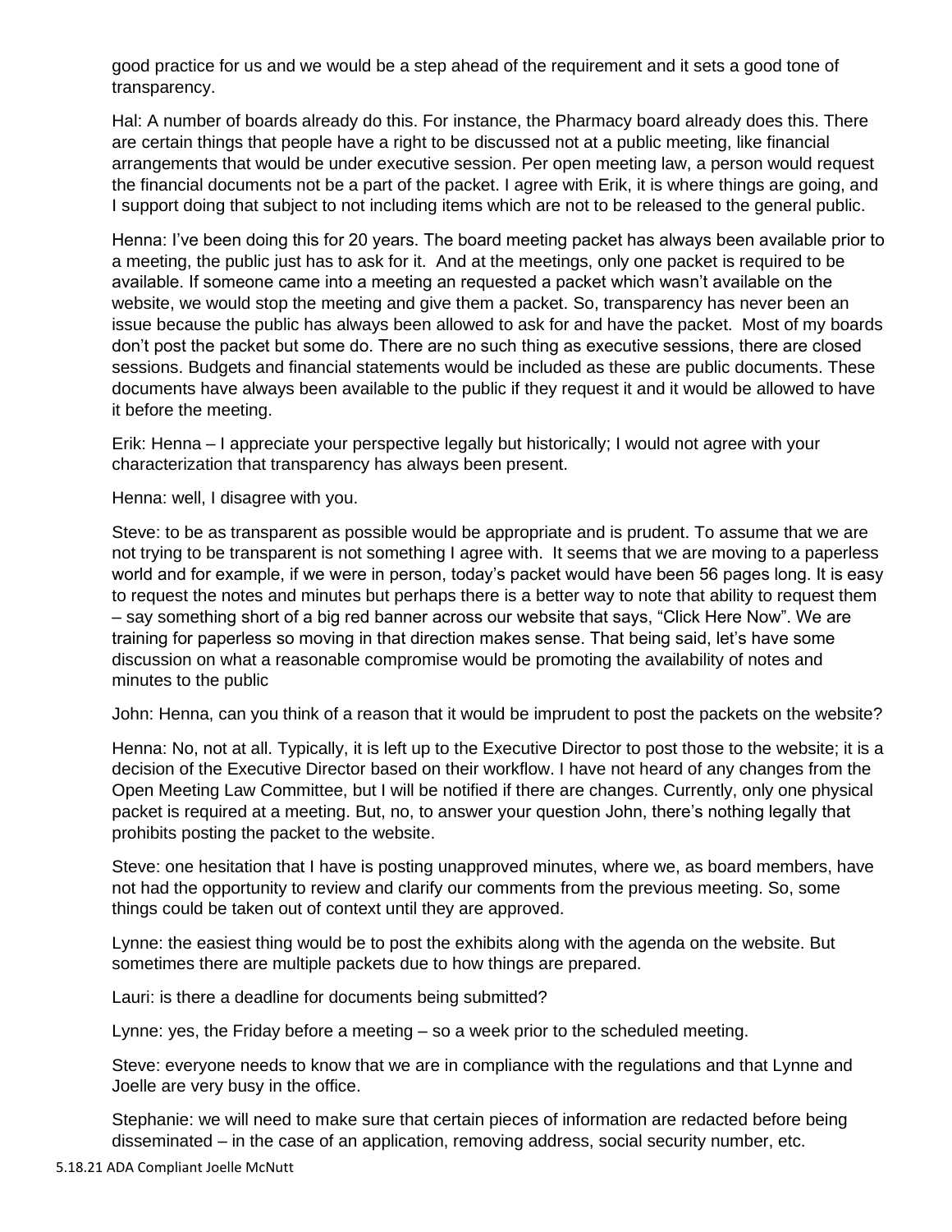good practice for us and we would be a step ahead of the requirement and it sets a good tone of transparency.

Hal: A number of boards already do this. For instance, the Pharmacy board already does this. There are certain things that people have a right to be discussed not at a public meeting, like financial arrangements that would be under executive session. Per open meeting law, a person would request the financial documents not be a part of the packet. I agree with Erik, it is where things are going, and I support doing that subject to not including items which are not to be released to the general public.

Henna: I've been doing this for 20 years. The board meeting packet has always been available prior to a meeting, the public just has to ask for it. And at the meetings, only one packet is required to be available. If someone came into a meeting an requested a packet which wasn't available on the website, we would stop the meeting and give them a packet. So, transparency has never been an issue because the public has always been allowed to ask for and have the packet. Most of my boards don't post the packet but some do. There are no such thing as executive sessions, there are closed sessions. Budgets and financial statements would be included as these are public documents. These documents have always been available to the public if they request it and it would be allowed to have it before the meeting.

Erik: Henna – I appreciate your perspective legally but historically; I would not agree with your characterization that transparency has always been present.

Henna: well, I disagree with you.

Steve: to be as transparent as possible would be appropriate and is prudent. To assume that we are not trying to be transparent is not something I agree with. It seems that we are moving to a paperless world and for example, if we were in person, today's packet would have been 56 pages long. It is easy to request the notes and minutes but perhaps there is a better way to note that ability to request them – say something short of a big red banner across our website that says, "Click Here Now". We are training for paperless so moving in that direction makes sense. That being said, let's have some discussion on what a reasonable compromise would be promoting the availability of notes and minutes to the public

John: Henna, can you think of a reason that it would be imprudent to post the packets on the website?

Henna: No, not at all. Typically, it is left up to the Executive Director to post those to the website; it is a decision of the Executive Director based on their workflow. I have not heard of any changes from the Open Meeting Law Committee, but I will be notified if there are changes. Currently, only one physical packet is required at a meeting. But, no, to answer your question John, there's nothing legally that prohibits posting the packet to the website.

Steve: one hesitation that I have is posting unapproved minutes, where we, as board members, have not had the opportunity to review and clarify our comments from the previous meeting. So, some things could be taken out of context until they are approved.

Lynne: the easiest thing would be to post the exhibits along with the agenda on the website. But sometimes there are multiple packets due to how things are prepared.

Lauri: is there a deadline for documents being submitted?

Lynne: yes, the Friday before a meeting – so a week prior to the scheduled meeting.

Steve: everyone needs to know that we are in compliance with the regulations and that Lynne and Joelle are very busy in the office.

Stephanie: we will need to make sure that certain pieces of information are redacted before being disseminated – in the case of an application, removing address, social security number, etc.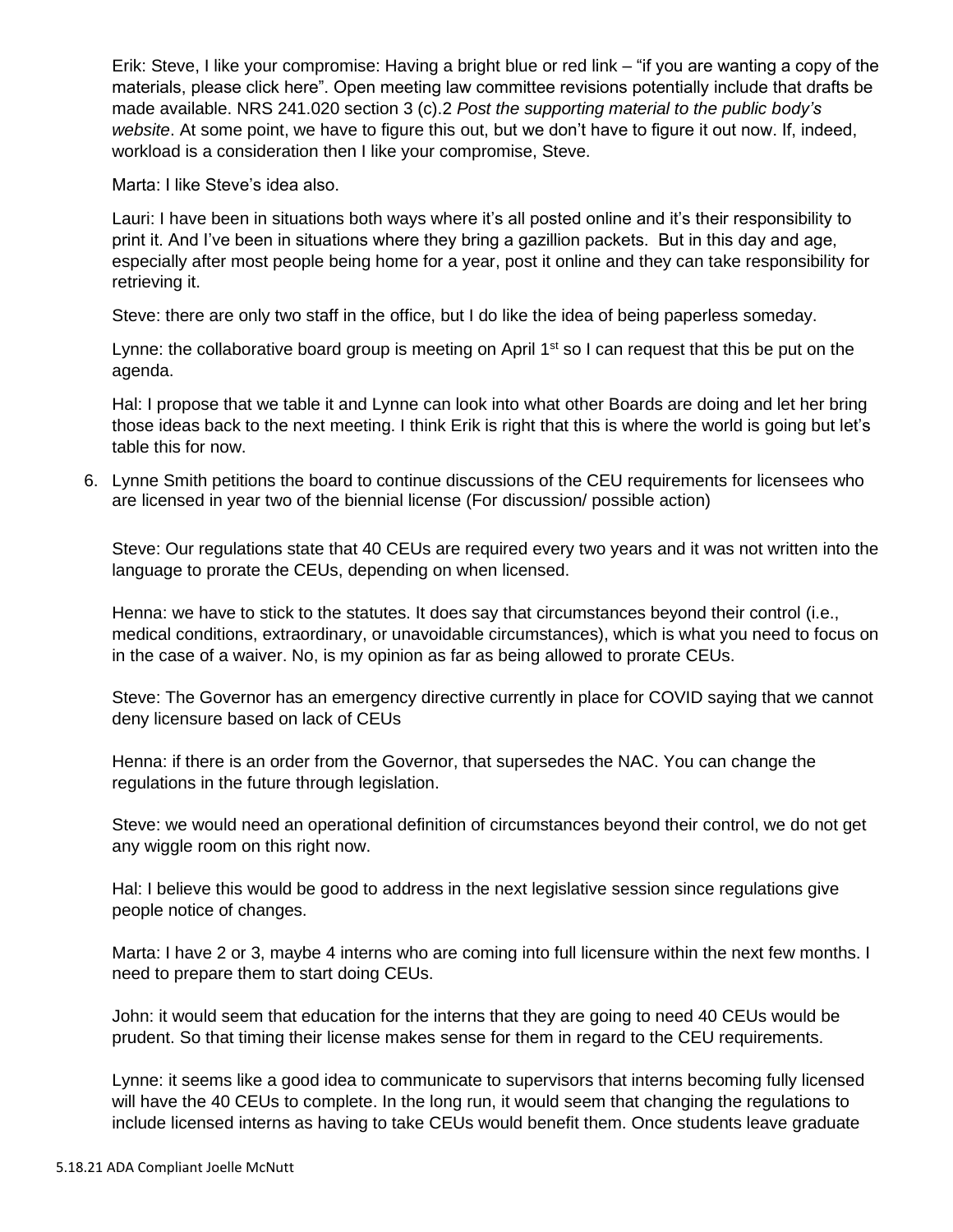Erik: Steve, I like your compromise: Having a bright blue or red link – "if you are wanting a copy of the materials, please click here". Open meeting law committee revisions potentially include that drafts be made available. NRS 241.020 section 3 (c).2 *Post the supporting material to the public body's website*. At some point, we have to figure this out, but we don't have to figure it out now. If, indeed, workload is a consideration then I like your compromise, Steve.

Marta: I like Steve's idea also.

Lauri: I have been in situations both ways where it's all posted online and it's their responsibility to print it. And I've been in situations where they bring a gazillion packets. But in this day and age, especially after most people being home for a year, post it online and they can take responsibility for retrieving it.

Steve: there are only two staff in the office, but I do like the idea of being paperless someday.

Lynne: the collaborative board group is meeting on April 1st so I can request that this be put on the agenda.

Hal: I propose that we table it and Lynne can look into what other Boards are doing and let her bring those ideas back to the next meeting. I think Erik is right that this is where the world is going but let's table this for now.

6. Lynne Smith petitions the board to continue discussions of the CEU requirements for licensees who are licensed in year two of the biennial license (For discussion/ possible action)

   Steve: Our regulations state that 40 CEUs are required every two years and it was not written into the language to prorate the CEUs, depending on when licensed.

   Henna: we have to stick to the statutes. It does say that circumstances beyond their control (i.e., medical conditions, extraordinary, or unavoidable circumstances), which is what you need to focus on in the case of a waiver. No, is my opinion as far as being allowed to prorate CEUs.

   Steve: The Governor has an emergency directive currently in place for COVID saying that we cannot deny licensure based on lack of CEUs

   Henna: if there is an order from the Governor, that supersedes the NAC. You can change the regulations in the future through legislation.

   Steve: we would need an operational definition of circumstances beyond their control, we do not get any wiggle room on this right now.

   Hal: I believe this would be good to address in the next legislative session since regulations give people notice of changes.

   Marta: I have 2 or 3, maybe 4 interns who are coming into full licensure within the next few months. I need to prepare them to start doing CEUs.

   John: it would seem that education for the interns that they are going to need 40 CEUs would be prudent. So that timing their license makes sense for them in regard to the CEU requirements.

   Lynne: it seems like a good idea to communicate to supervisors that interns becoming fully licensed will have the 40 CEUs to complete. In the long run, it would seem that changing the regulations to include licensed interns as having to take CEUs would benefit them. Once students leave graduate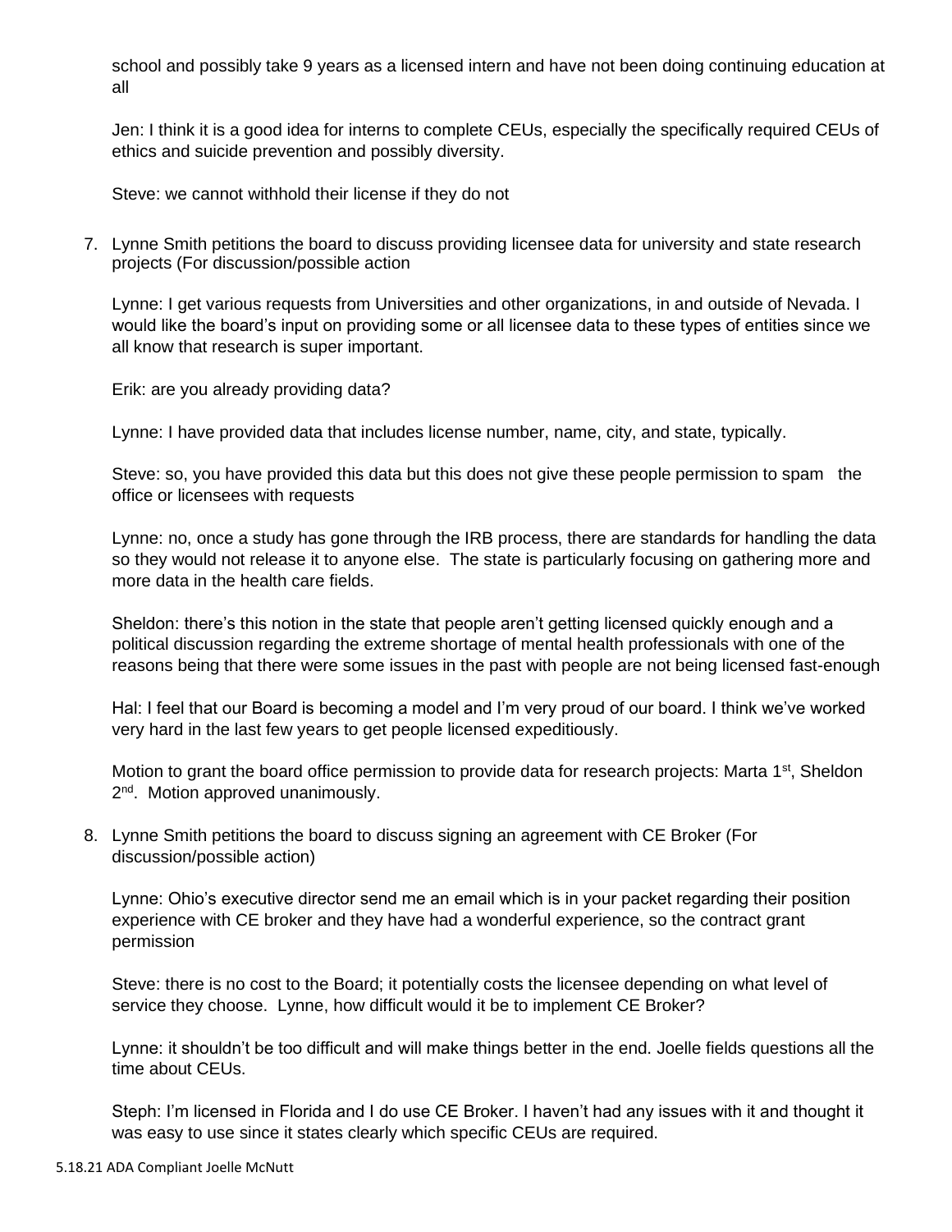school and possibly take 9 years as a licensed intern and have not been doing continuing education at all

Jen: I think it is a good idea for interns to complete CEUs, especially the specifically required CEUs of ethics and suicide prevention and possibly diversity.

Steve: we cannot withhold their license if they do not

7. Lynne Smith petitions the board to discuss providing licensee data for university and state research projects (For discussion/possible action

   Lynne: I get various requests from Universities and other organizations, in and outside of Nevada. I would like the board's input on providing some or all licensee data to these types of entities since we all know that research is super important.

   Erik: are you already providing data?

   Lynne: I have provided data that includes license number, name, city, and state, typically.

   Steve: so, you have provided this data but this does not give these people permission to spam the office or licensees with requests

   Lynne: no, once a study has gone through the IRB process, there are standards for handling the data so they would not release it to anyone else. The state is particularly focusing on gathering more and more data in the health care fields.

   Sheldon: there's this notion in the state that people aren't getting licensed quickly enough and a political discussion regarding the extreme shortage of mental health professionals with one of the reasons being that there were some issues in the past with people are not being licensed fast-enough

   Hal: I feel that our Board is becoming a model and I'm very proud of our board. I think we've worked very hard in the last few years to get people licensed expeditiously.

   Motion to grant the board office permission to provide data for research projects: Marta 1st, Sheldon 2nd. Motion approved unanimously.

8. Lynne Smith petitions the board to discuss signing an agreement with CE Broker (For discussion/possible action)

   Lynne: Ohio's executive director send me an email which is in your packet regarding their position experience with CE broker and they have had a wonderful experience, so the contract grant permission

   Steve: there is no cost to the Board; it potentially costs the licensee depending on what level of service they choose. Lynne, how difficult would it be to implement CE Broker?

   Lynne: it shouldn't be too difficult and will make things better in the end. Joelle fields questions all the time about CEUs.

   Steph: I'm licensed in Florida and I do use CE Broker. I haven't had any issues with it and thought it was easy to use since it states clearly which specific CEUs are required.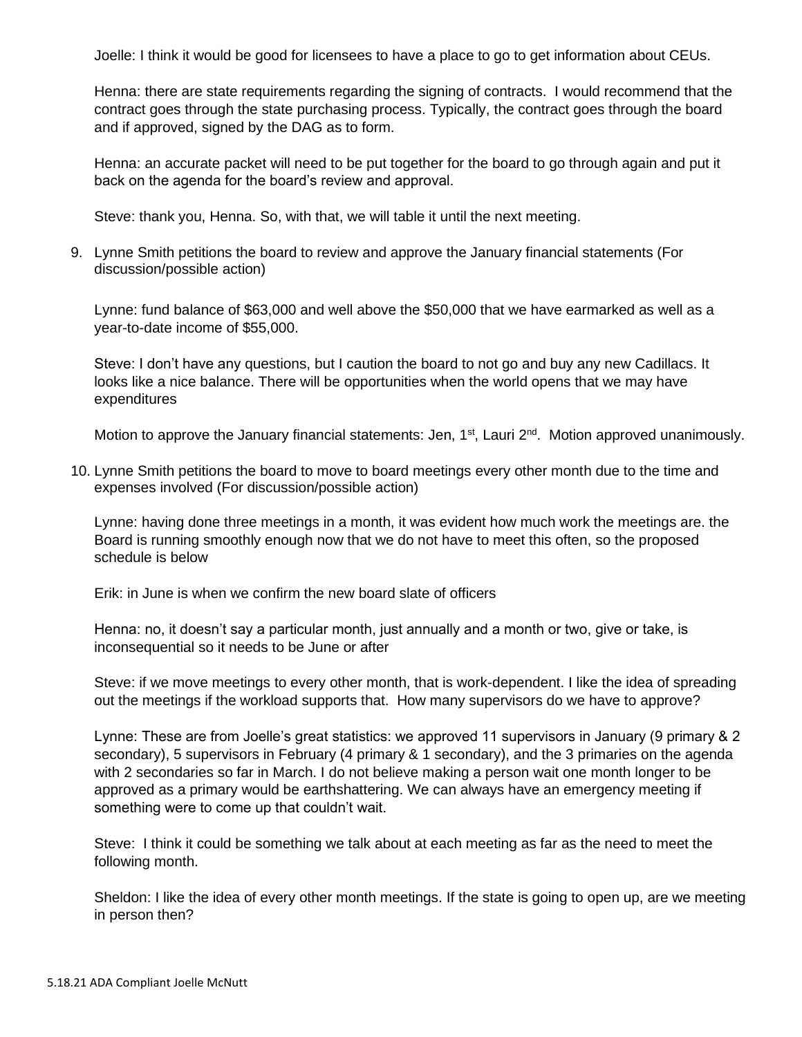Joelle: I think it would be good for licensees to have a place to go to get information about CEUs.

Henna: there are state requirements regarding the signing of contracts. I would recommend that the contract goes through the state purchasing process. Typically, the contract goes through the board and if approved, signed by the DAG as to form.

Henna: an accurate packet will need to be put together for the board to go through again and put it back on the agenda for the board's review and approval.

Steve: thank you, Henna. So, with that, we will table it until the next meeting.

9. Lynne Smith petitions the board to review and approve the January financial statements (For discussion/possible action)

   Lynne: fund balance of $63,000 and well above the $50,000 that we have earmarked as well as a year-to-date income of $55,000.

   Steve: I don't have any questions, but I caution the board to not go and buy any new Cadillacs. It looks like a nice balance. There will be opportunities when the world opens that we may have expenditures

   Motion to approve the January financial statements: Jen, 1st, Lauri 2nd. Motion approved unanimously.

10. Lynne Smith petitions the board to move to board meetings every other month due to the time and expenses involved (For discussion/possible action)

    Lynne: having done three meetings in a month, it was evident how much work the meetings are. the Board is running smoothly enough now that we do not have to meet this often, so the proposed schedule is below

    Erik: in June is when we confirm the new board slate of officers

    Henna: no, it doesn't say a particular month, just annually and a month or two, give or take, is inconsequential so it needs to be June or after

    Steve: if we move meetings to every other month, that is work-dependent. I like the idea of spreading out the meetings if the workload supports that. How many supervisors do we have to approve?

    Lynne: These are from Joelle's great statistics: we approved 11 supervisors in January (9 primary & 2 secondary), 5 supervisors in February (4 primary & 1 secondary), and the 3 primaries on the agenda with 2 secondaries so far in March. I do not believe making a person wait one month longer to be approved as a primary would be earthshattering. We can always have an emergency meeting if something were to come up that couldn't wait.

    Steve: I think it could be something we talk about at each meeting as far as the need to meet the following month.

    Sheldon: I like the idea of every other month meetings. If the state is going to open up, are we meeting in person then?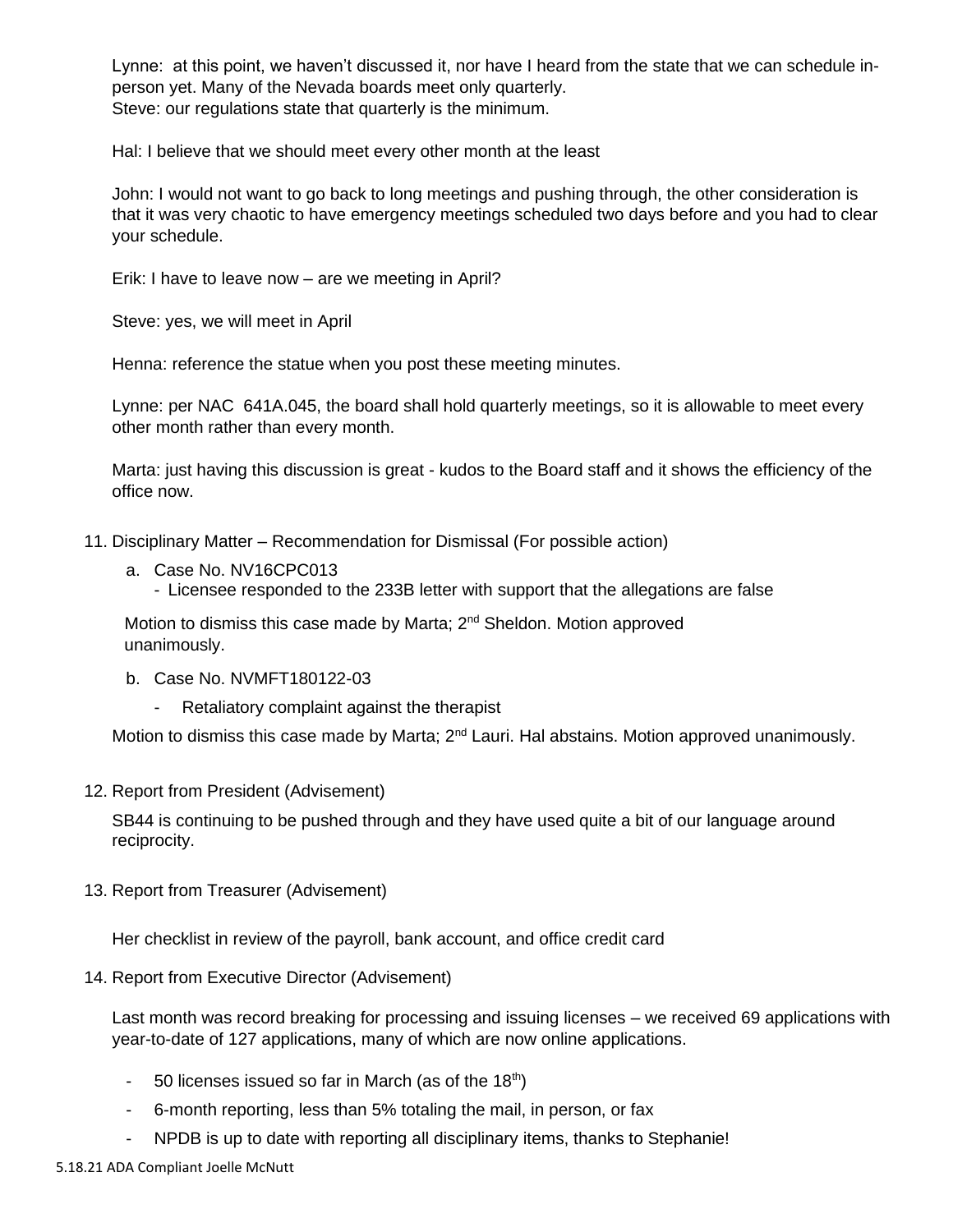Lynne: at this point, we haven't discussed it, nor have I heard from the state that we can schedule in-person yet. Many of the Nevada boards meet only quarterly.
Steve: our regulations state that quarterly is the minimum.

Hal: I believe that we should meet every other month at the least

John: I would not want to go back to long meetings and pushing through, the other consideration is that it was very chaotic to have emergency meetings scheduled two days before and you had to clear your schedule.

Erik: I have to leave now – are we meeting in April?

Steve: yes, we will meet in April

Henna: reference the statue when you post these meeting minutes.

Lynne: per NAC 641A.045, the board shall hold quarterly meetings, so it is allowable to meet every other month rather than every month.

Marta: just having this discussion is great - kudos to the Board staff and it shows the efficiency of the office now.

11. Disciplinary Matter – Recommendation for Dismissal (For possible action)
    a. Case No. NV16CPC013
       - Licensee responded to the 233B letter with support that the allegations are false

    Motion to dismiss this case made by Marta; 2nd Sheldon. Motion approved unanimously.

    b. Case No. NVMFT180122-03
       - Retaliatory complaint against the therapist

    Motion to dismiss this case made by Marta; 2nd Lauri. Hal abstains. Motion approved unanimously.

12. Report from President (Advisement)

    SB44 is continuing to be pushed through and they have used quite a bit of our language around reciprocity.

13. Report from Treasurer (Advisement)

    Her checklist in review of the payroll, bank account, and office credit card

14. Report from Executive Director (Advisement)

    Last month was record breaking for processing and issuing licenses – we received 69 applications with year-to-date of 127 applications, many of which are now online applications.

    - 50 licenses issued so far in March (as of the 18th)
    - 6-month reporting, less than 5% totaling the mail, in person, or fax
    - NPDB is up to date with reporting all disciplinary items, thanks to Stephanie!

5.18.21 ADA Compliant Joelle McNutt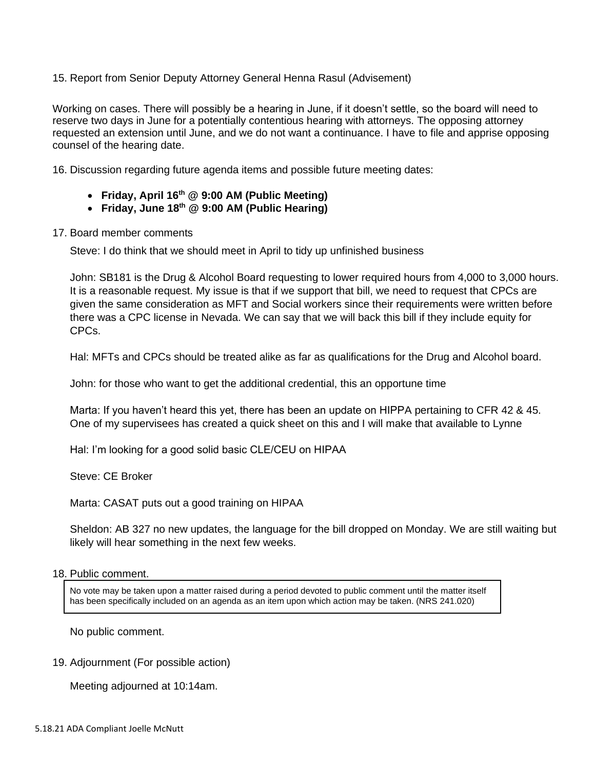15. Report from Senior Deputy Attorney General Henna Rasul (Advisement)

Working on cases. There will possibly be a hearing in June, if it doesn't settle, so the board will need to reserve two days in June for a potentially contentious hearing with attorneys. The opposing attorney requested an extension until June, and we do not want a continuance. I have to file and apprise opposing counsel of the hearing date.

16. Discussion regarding future agenda items and possible future meeting dates:

- **Friday, April 16th @ 9:00 AM (Public Meeting)**
- **Friday, June 18th @ 9:00 AM (Public Hearing)**

17. Board member comments

Steve: I do think that we should meet in April to tidy up unfinished business

John: SB181 is the Drug & Alcohol Board requesting to lower required hours from 4,000 to 3,000 hours. It is a reasonable request. My issue is that if we support that bill, we need to request that CPCs are given the same consideration as MFT and Social workers since their requirements were written before there was a CPC license in Nevada. We can say that we will back this bill if they include equity for CPCs.

Hal: MFTs and CPCs should be treated alike as far as qualifications for the Drug and Alcohol board.

John: for those who want to get the additional credential, this an opportune time

Marta: If you haven't heard this yet, there has been an update on HIPPA pertaining to CFR 42 & 45. One of my supervisees has created a quick sheet on this and I will make that available to Lynne

Hal: I'm looking for a good solid basic CLE/CEU on HIPAA

Steve: CE Broker

Marta: CASAT puts out a good training on HIPAA

Sheldon: AB 327 no new updates, the language for the bill dropped on Monday. We are still waiting but likely will hear something in the next few weeks.

18. Public comment.

> No vote may be taken upon a matter raised during a period devoted to public comment until the matter itself has been specifically included on an agenda as an item upon which action may be taken. (NRS 241.020)

No public comment.

19. Adjournment (For possible action)

Meeting adjourned at 10:14am.

5.18.21 ADA Compliant Joelle McNutt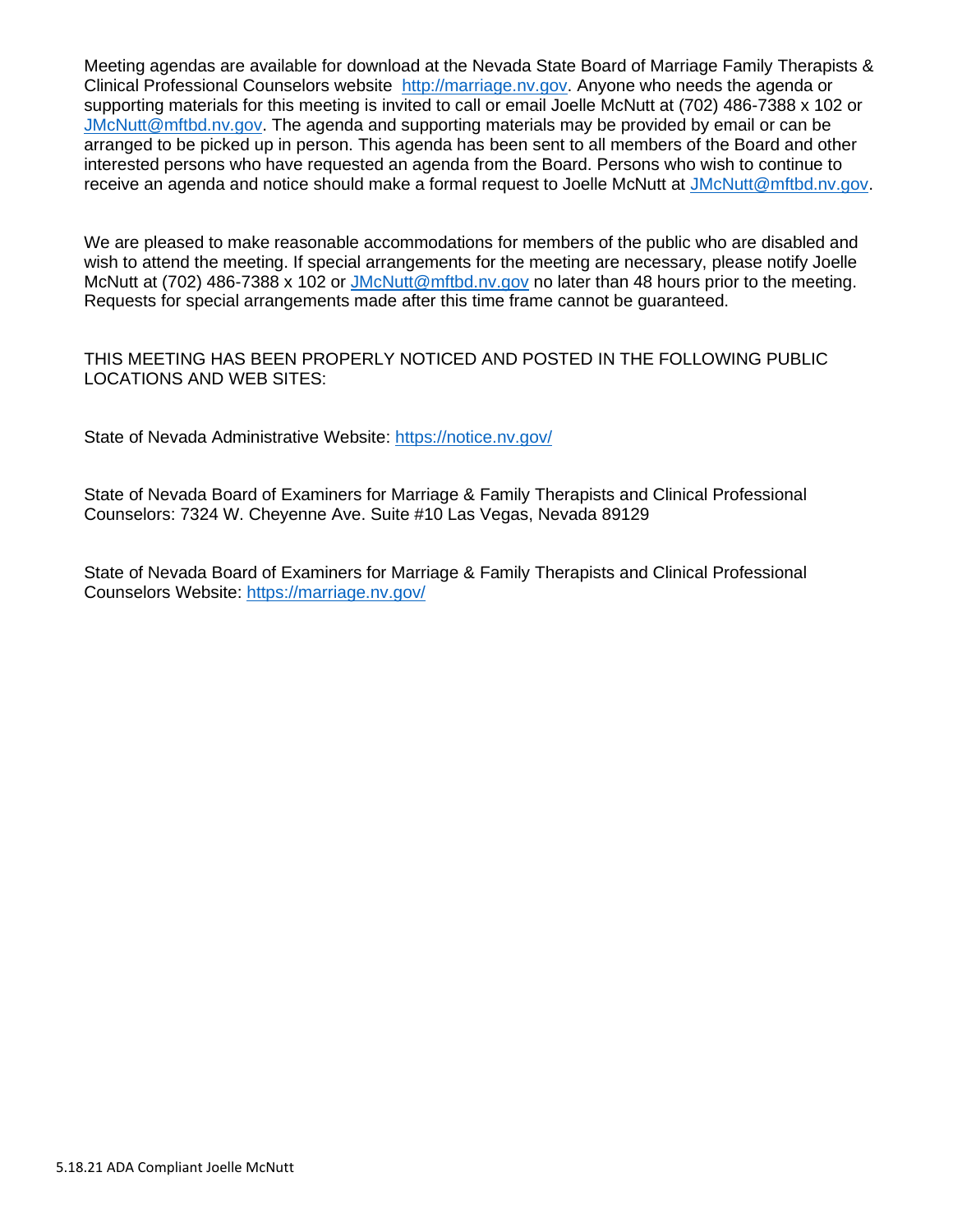Meeting agendas are available for download at the Nevada State Board of Marriage Family Therapists & Clinical Professional Counselors website http://marriage.nv.gov. Anyone who needs the agenda or supporting materials for this meeting is invited to call or email Joelle McNutt at (702) 486-7388 x 102 or JMcNutt@mftbd.nv.gov. The agenda and supporting materials may be provided by email or can be arranged to be picked up in person. This agenda has been sent to all members of the Board and other interested persons who have requested an agenda from the Board. Persons who wish to continue to receive an agenda and notice should make a formal request to Joelle McNutt at JMcNutt@mftbd.nv.gov.

We are pleased to make reasonable accommodations for members of the public who are disabled and wish to attend the meeting. If special arrangements for the meeting are necessary, please notify Joelle McNutt at (702) 486-7388 x 102 or JMcNutt@mftbd.nv.gov no later than 48 hours prior to the meeting. Requests for special arrangements made after this time frame cannot be guaranteed.

THIS MEETING HAS BEEN PROPERLY NOTICED AND POSTED IN THE FOLLOWING PUBLIC LOCATIONS AND WEB SITES:

State of Nevada Administrative Website: https://notice.nv.gov/

State of Nevada Board of Examiners for Marriage & Family Therapists and Clinical Professional Counselors: 7324 W. Cheyenne Ave. Suite #10 Las Vegas, Nevada 89129

State of Nevada Board of Examiners for Marriage & Family Therapists and Clinical Professional Counselors Website: https://marriage.nv.gov/

5.18.21 ADA Compliant Joelle McNutt